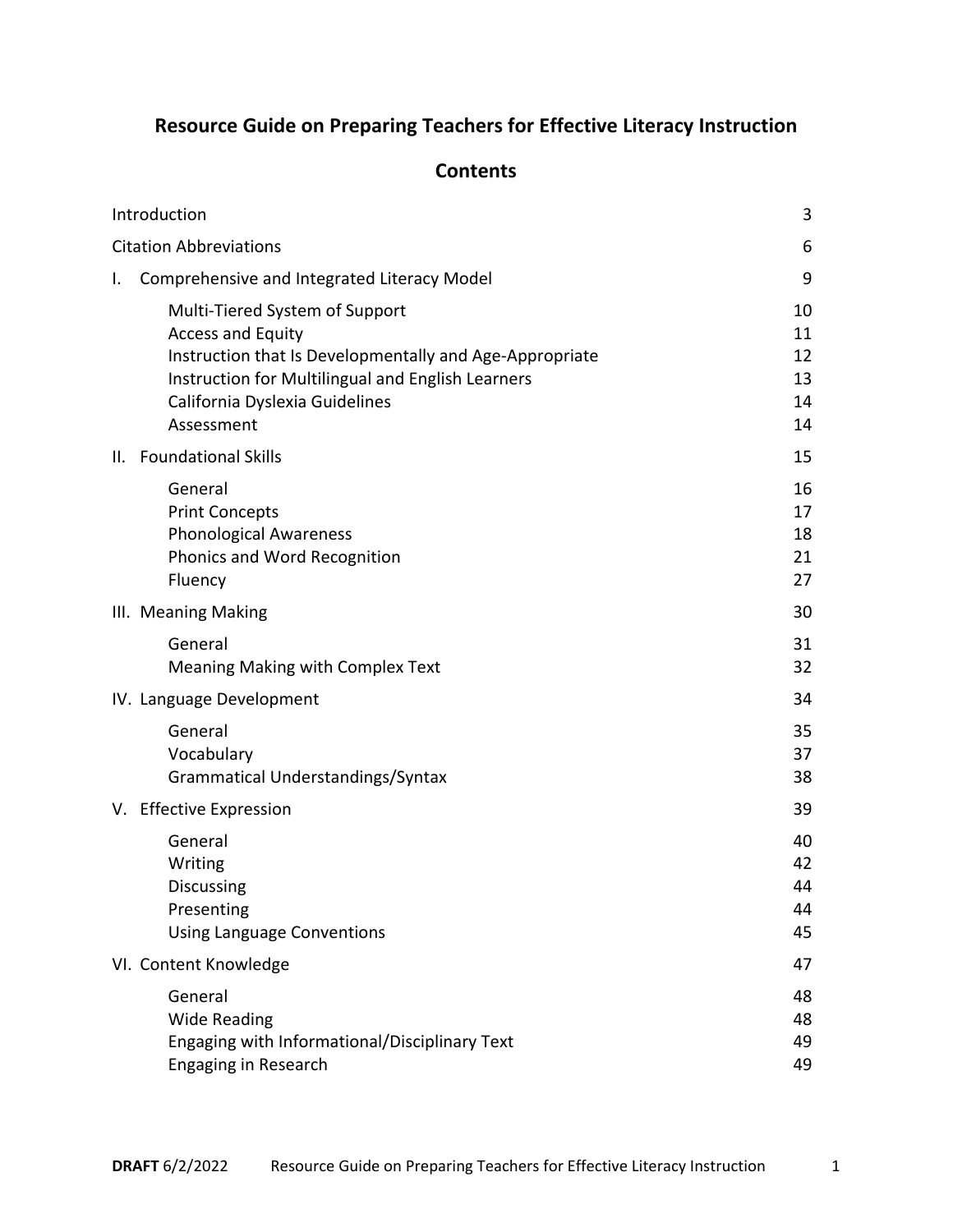# Resource Guide on Preparing Teachers for Effective Literacy Instruction

## Contents

| Section | Page |
|---|---|
| Introduction | 3 |
| Citation Abbreviations | 6 |
| I. Comprehensive and Integrated Literacy Model | 9 |
| Multi-Tiered System of Support | 10 |
| Access and Equity | 11 |
| Instruction that Is Developmentally and Age-Appropriate | 12 |
| Instruction for Multilingual and English Learners | 13 |
| California Dyslexia Guidelines | 14 |
| Assessment | 14 |
| II. Foundational Skills | 15 |
| General | 16 |
| Print Concepts | 17 |
| Phonological Awareness | 18 |
| Phonics and Word Recognition | 21 |
| Fluency | 27 |
| III. Meaning Making | 30 |
| General | 31 |
| Meaning Making with Complex Text | 32 |
| IV. Language Development | 34 |
| General | 35 |
| Vocabulary | 37 |
| Grammatical Understandings/Syntax | 38 |
| V. Effective Expression | 39 |
| General | 40 |
| Writing | 42 |
| Discussing | 44 |
| Presenting | 44 |
| Using Language Conventions | 45 |
| VI. Content Knowledge | 47 |
| General | 48 |
| Wide Reading | 48 |
| Engaging with Informational/Disciplinary Text | 49 |
| Engaging in Research | 49 |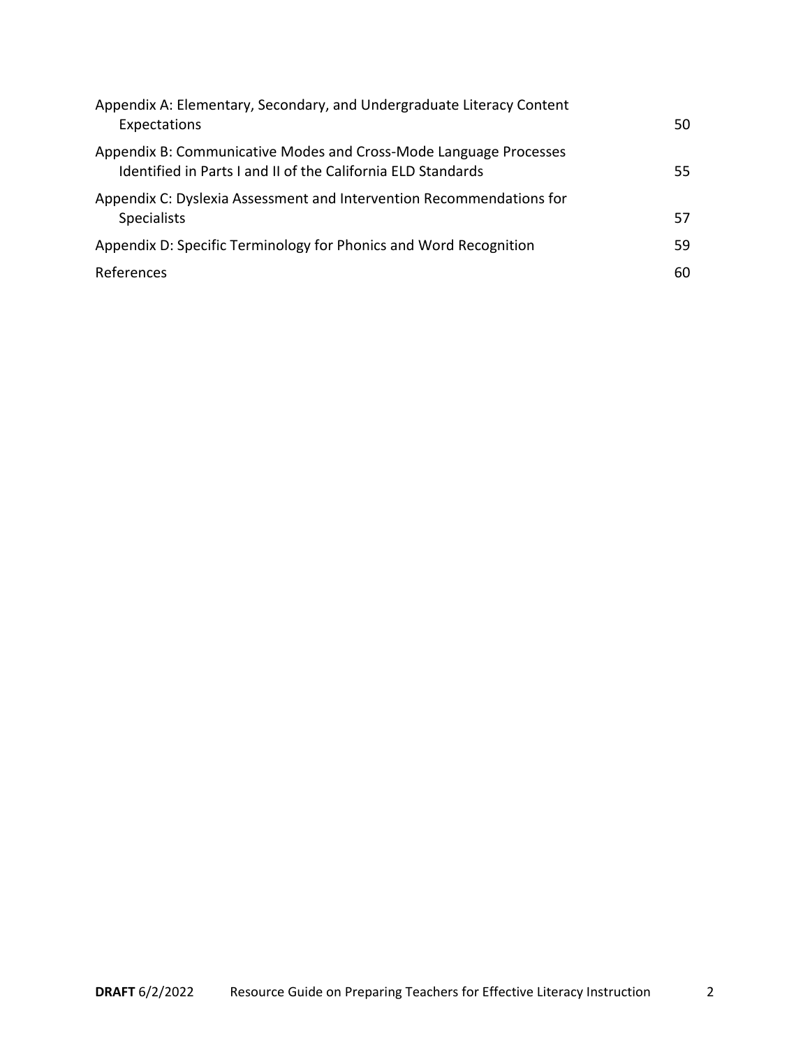Appendix A: Elementary, Secondary, and Undergraduate Literacy Content Expectations 50

Appendix B: Communicative Modes and Cross-Mode Language Processes Identified in Parts I and II of the California ELD Standards 55

Appendix C: Dyslexia Assessment and Intervention Recommendations for Specialists 57

Appendix D: Specific Terminology for Phonics and Word Recognition 59

References 60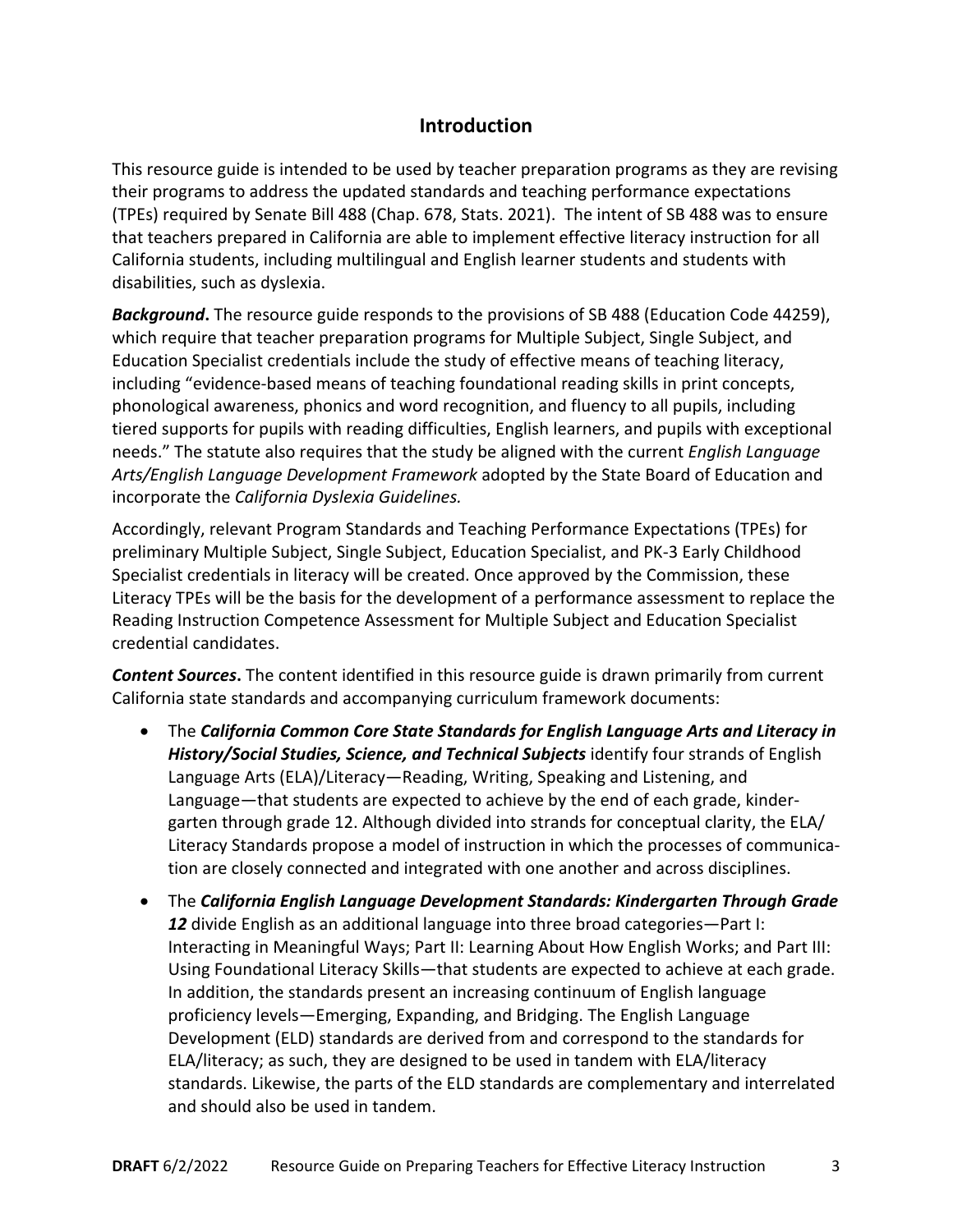## Introduction

This resource guide is intended to be used by teacher preparation programs as they are revising their programs to address the updated standards and teaching performance expectations (TPEs) required by Senate Bill 488 (Chap. 678, Stats. 2021). The intent of SB 488 was to ensure that teachers prepared in California are able to implement effective literacy instruction for all California students, including multilingual and English learner students and students with disabilities, such as dyslexia.

***Background*.** The resource guide responds to the provisions of SB 488 (Education Code 44259), which require that teacher preparation programs for Multiple Subject, Single Subject, and Education Specialist credentials include the study of effective means of teaching literacy, including "evidence-based means of teaching foundational reading skills in print concepts, phonological awareness, phonics and word recognition, and fluency to all pupils, including tiered supports for pupils with reading difficulties, English learners, and pupils with exceptional needs." The statute also requires that the study be aligned with the current *English Language Arts/English Language Development Framework* adopted by the State Board of Education and incorporate the *California Dyslexia Guidelines.*

Accordingly, relevant Program Standards and Teaching Performance Expectations (TPEs) for preliminary Multiple Subject, Single Subject, Education Specialist, and PK-3 Early Childhood Specialist credentials in literacy will be created. Once approved by the Commission, these Literacy TPEs will be the basis for the development of a performance assessment to replace the Reading Instruction Competence Assessment for Multiple Subject and Education Specialist credential candidates.

***Content Sources*.** The content identified in this resource guide is drawn primarily from current California state standards and accompanying curriculum framework documents:

- The ***California Common Core State Standards for English Language Arts and Literacy in History/Social Studies, Science, and Technical Subjects*** identify four strands of English Language Arts (ELA)/Literacy—Reading, Writing, Speaking and Listening, and Language—that students are expected to achieve by the end of each grade, kindergarten through grade 12. Although divided into strands for conceptual clarity, the ELA/ Literacy Standards propose a model of instruction in which the processes of communication are closely connected and integrated with one another and across disciplines.
- The ***California English Language Development Standards: Kindergarten Through Grade 12*** divide English as an additional language into three broad categories—Part I: Interacting in Meaningful Ways; Part II: Learning About How English Works; and Part III: Using Foundational Literacy Skills—that students are expected to achieve at each grade. In addition, the standards present an increasing continuum of English language proficiency levels—Emerging, Expanding, and Bridging. The English Language Development (ELD) standards are derived from and correspond to the standards for ELA/literacy; as such, they are designed to be used in tandem with ELA/literacy standards. Likewise, the parts of the ELD standards are complementary and interrelated and should also be used in tandem.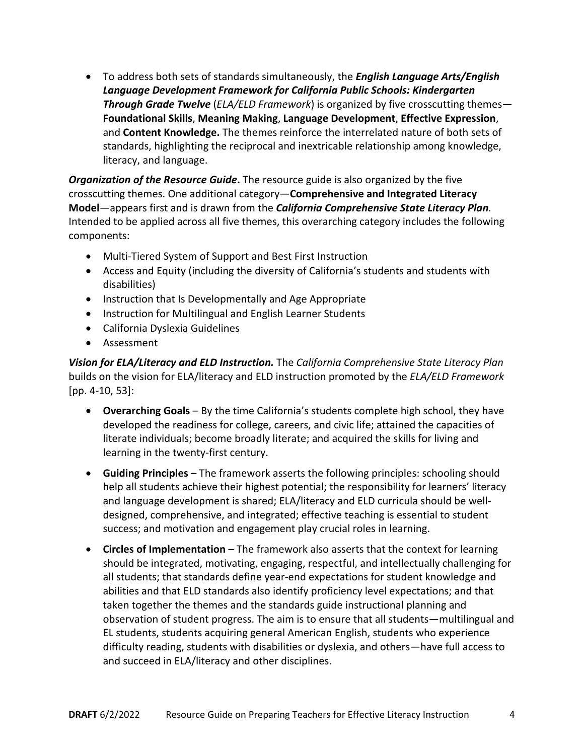- To address both sets of standards simultaneously, the ***English Language Arts/English Language Development Framework for California Public Schools: Kindergarten Through Grade Twelve*** (*ELA/ELD Framework*) is organized by five crosscutting themes—**Foundational Skills**, **Meaning Making**, **Language Development**, **Effective Expression**, and **Content Knowledge.** The themes reinforce the interrelated nature of both sets of standards, highlighting the reciprocal and inextricable relationship among knowledge, literacy, and language.

***Organization of the Resource Guide*.** The resource guide is also organized by the five crosscutting themes. One additional category—**Comprehensive and Integrated Literacy Model**—appears first and is drawn from the ***California Comprehensive State Literacy Plan****.* Intended to be applied across all five themes, this overarching category includes the following components:

- Multi-Tiered System of Support and Best First Instruction
- Access and Equity (including the diversity of California's students and students with disabilities)
- Instruction that Is Developmentally and Age Appropriate
- Instruction for Multilingual and English Learner Students
- California Dyslexia Guidelines
- Assessment

***Vision for ELA/Literacy and ELD Instruction.*** The *California Comprehensive State Literacy Plan* builds on the vision for ELA/literacy and ELD instruction promoted by the *ELA/ELD Framework* [pp. 4-10, 53]:

- **Overarching Goals** – By the time California's students complete high school, they have developed the readiness for college, careers, and civic life; attained the capacities of literate individuals; become broadly literate; and acquired the skills for living and learning in the twenty-first century.

- **Guiding Principles** – The framework asserts the following principles: schooling should help all students achieve their highest potential; the responsibility for learners' literacy and language development is shared; ELA/literacy and ELD curricula should be well-designed, comprehensive, and integrated; effective teaching is essential to student success; and motivation and engagement play crucial roles in learning.

- **Circles of Implementation** – The framework also asserts that the context for learning should be integrated, motivating, engaging, respectful, and intellectually challenging for all students; that standards define year-end expectations for student knowledge and abilities and that ELD standards also identify proficiency level expectations; and that taken together the themes and the standards guide instructional planning and observation of student progress. The aim is to ensure that all students—multilingual and EL students, students acquiring general American English, students who experience difficulty reading, students with disabilities or dyslexia, and others—have full access to and succeed in ELA/literacy and other disciplines.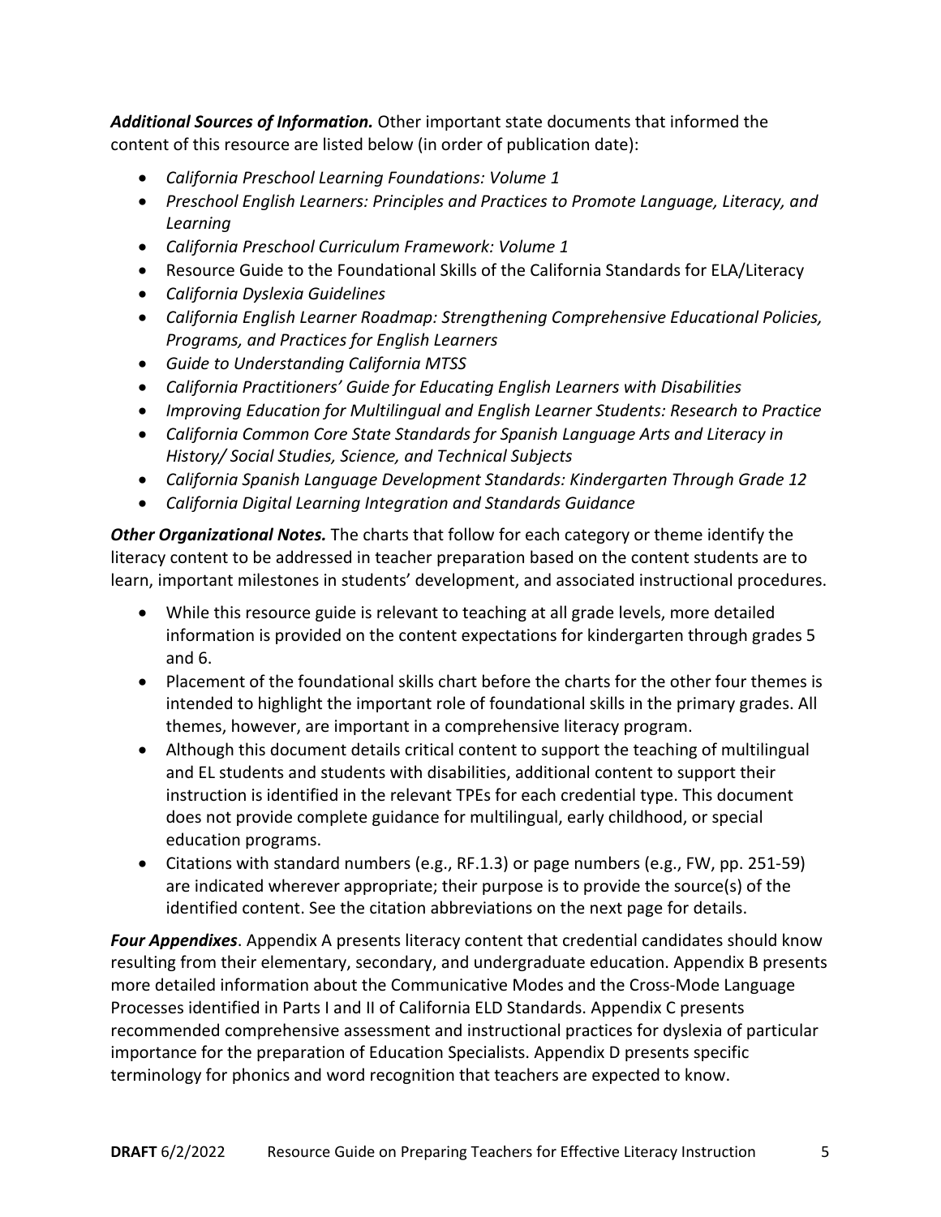***Additional Sources of Information.*** Other important state documents that informed the content of this resource are listed below (in order of publication date):

- *California Preschool Learning Foundations: Volume 1*
- *Preschool English Learners: Principles and Practices to Promote Language, Literacy, and Learning*
- *California Preschool Curriculum Framework: Volume 1*
- Resource Guide to the Foundational Skills of the California Standards for ELA/Literacy
- *California Dyslexia Guidelines*
- *California English Learner Roadmap: Strengthening Comprehensive Educational Policies, Programs, and Practices for English Learners*
- *Guide to Understanding California MTSS*
- *California Practitioners' Guide for Educating English Learners with Disabilities*
- *Improving Education for Multilingual and English Learner Students: Research to Practice*
- *California Common Core State Standards for Spanish Language Arts and Literacy in History/ Social Studies, Science, and Technical Subjects*
- *California Spanish Language Development Standards: Kindergarten Through Grade 12*
- *California Digital Learning Integration and Standards Guidance*

***Other Organizational Notes.*** The charts that follow for each category or theme identify the literacy content to be addressed in teacher preparation based on the content students are to learn, important milestones in students' development, and associated instructional procedures.

- While this resource guide is relevant to teaching at all grade levels, more detailed information is provided on the content expectations for kindergarten through grades 5 and 6.
- Placement of the foundational skills chart before the charts for the other four themes is intended to highlight the important role of foundational skills in the primary grades. All themes, however, are important in a comprehensive literacy program.
- Although this document details critical content to support the teaching of multilingual and EL students and students with disabilities, additional content to support their instruction is identified in the relevant TPEs for each credential type. This document does not provide complete guidance for multilingual, early childhood, or special education programs.
- Citations with standard numbers (e.g., RF.1.3) or page numbers (e.g., FW, pp. 251-59) are indicated wherever appropriate; their purpose is to provide the source(s) of the identified content. See the citation abbreviations on the next page for details.

***Four Appendixes***. Appendix A presents literacy content that credential candidates should know resulting from their elementary, secondary, and undergraduate education. Appendix B presents more detailed information about the Communicative Modes and the Cross-Mode Language Processes identified in Parts I and II of California ELD Standards. Appendix C presents recommended comprehensive assessment and instructional practices for dyslexia of particular importance for the preparation of Education Specialists. Appendix D presents specific terminology for phonics and word recognition that teachers are expected to know.